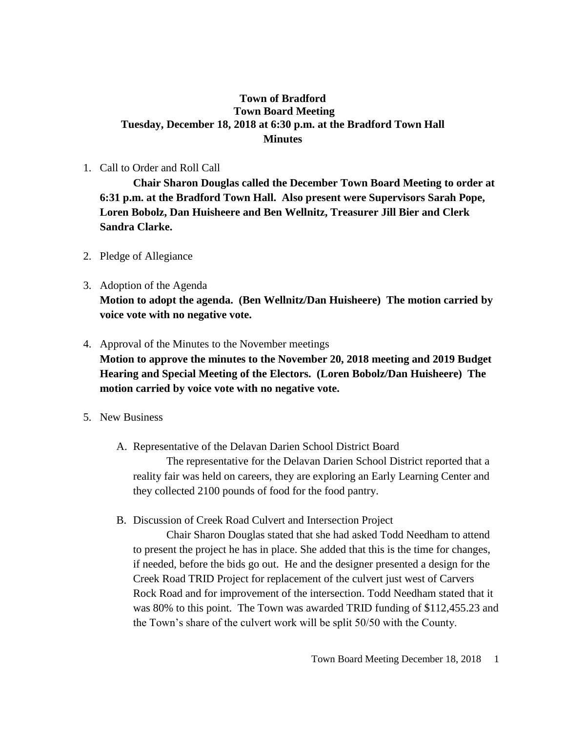# Town of Bradford
## Town Board Meeting
## Tuesday, December 18, 2018 at 6:30 p.m. at the Bradford Town Hall
## Minutes

1. Call to Order and Roll Call

   **Chair Sharon Douglas called the December Town Board Meeting to order at 6:31 p.m. at the Bradford Town Hall. Also present were Supervisors Sarah Pope, Loren Bobolz, Dan Huisheere and Ben Wellnitz, Treasurer Jill Bier and Clerk Sandra Clarke.**

2. Pledge of Allegiance

3. Adoption of the Agenda

   **Motion to adopt the agenda. (Ben Wellnitz/Dan Huisheere) The motion carried by voice vote with no negative vote.**

4. Approval of the Minutes to the November meetings

   **Motion to approve the minutes to the November 20, 2018 meeting and 2019 Budget Hearing and Special Meeting of the Electors. (Loren Bobolz/Dan Huisheere) The motion carried by voice vote with no negative vote.**

5. New Business

   A. Representative of the Delavan Darien School District Board

      The representative for the Delavan Darien School District reported that a reality fair was held on careers, they are exploring an Early Learning Center and they collected 2100 pounds of food for the food pantry.

   B. Discussion of Creek Road Culvert and Intersection Project

      Chair Sharon Douglas stated that she had asked Todd Needham to attend to present the project he has in place. She added that this is the time for changes, if needed, before the bids go out. He and the designer presented a design for the Creek Road TRID Project for replacement of the culvert just west of Carvers Rock Road and for improvement of the intersection. Todd Needham stated that it was 80% to this point. The Town was awarded TRID funding of $112,455.23 and the Town's share of the culvert work will be split 50/50 with the County.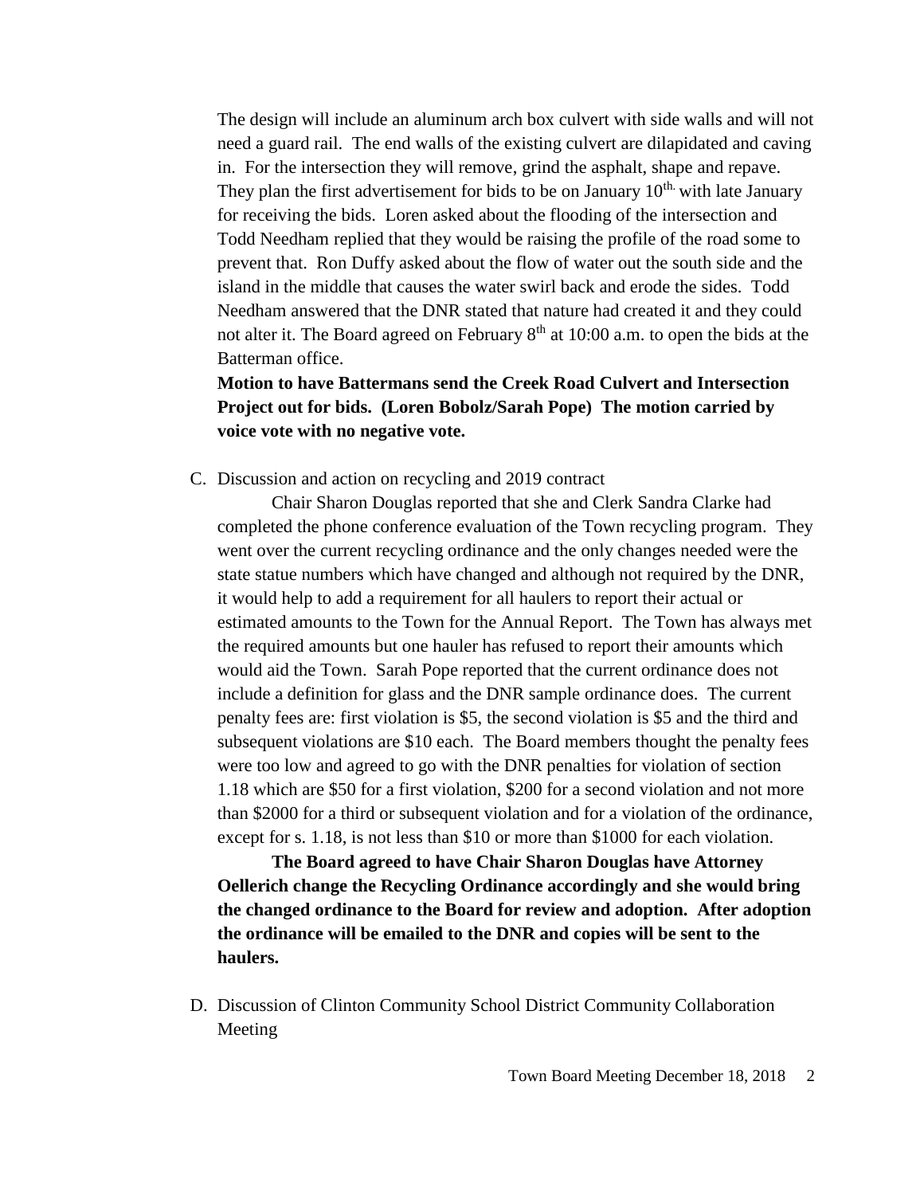The design will include an aluminum arch box culvert with side walls and will not need a guard rail. The end walls of the existing culvert are dilapidated and caving in. For the intersection they will remove, grind the asphalt, shape and repave. They plan the first advertisement for bids to be on January 10th. with late January for receiving the bids. Loren asked about the flooding of the intersection and Todd Needham replied that they would be raising the profile of the road some to prevent that. Ron Duffy asked about the flow of water out the south side and the island in the middle that causes the water swirl back and erode the sides. Todd Needham answered that the DNR stated that nature had created it and they could not alter it. The Board agreed on February 8th at 10:00 a.m. to open the bids at the Batterman office.

**Motion to have Battermans send the Creek Road Culvert and Intersection Project out for bids. (Loren Bobolz/Sarah Pope) The motion carried by voice vote with no negative vote.**

C. Discussion and action on recycling and 2019 contract

Chair Sharon Douglas reported that she and Clerk Sandra Clarke had completed the phone conference evaluation of the Town recycling program. They went over the current recycling ordinance and the only changes needed were the state statue numbers which have changed and although not required by the DNR, it would help to add a requirement for all haulers to report their actual or estimated amounts to the Town for the Annual Report. The Town has always met the required amounts but one hauler has refused to report their amounts which would aid the Town. Sarah Pope reported that the current ordinance does not include a definition for glass and the DNR sample ordinance does. The current penalty fees are: first violation is $5, the second violation is $5 and the third and subsequent violations are $10 each. The Board members thought the penalty fees were too low and agreed to go with the DNR penalties for violation of section 1.18 which are $50 for a first violation, $200 for a second violation and not more than $2000 for a third or subsequent violation and for a violation of the ordinance, except for s. 1.18, is not less than $10 or more than $1000 for each violation.

**The Board agreed to have Chair Sharon Douglas have Attorney Oellerich change the Recycling Ordinance accordingly and she would bring the changed ordinance to the Board for review and adoption. After adoption the ordinance will be emailed to the DNR and copies will be sent to the haulers.**

D. Discussion of Clinton Community School District Community Collaboration Meeting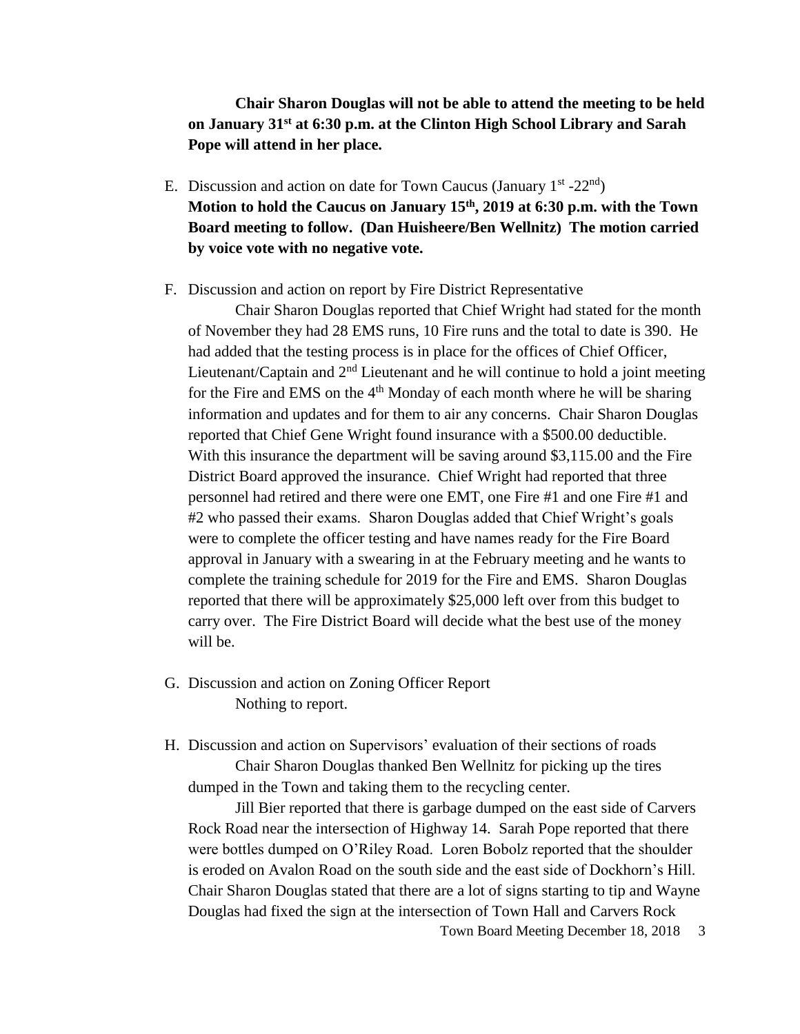**Chair Sharon Douglas will not be able to attend the meeting to be held on January 31st at 6:30 p.m. at the Clinton High School Library and Sarah Pope will attend in her place.**

E. Discussion and action on date for Town Caucus (January 1st -22nd)
**Motion to hold the Caucus on January 15th, 2019 at 6:30 p.m. with the Town Board meeting to follow. (Dan Huisheere/Ben Wellnitz) The motion carried by voice vote with no negative vote.**

F. Discussion and action on report by Fire District Representative
Chair Sharon Douglas reported that Chief Wright had stated for the month of November they had 28 EMS runs, 10 Fire runs and the total to date is 390. He had added that the testing process is in place for the offices of Chief Officer, Lieutenant/Captain and 2nd Lieutenant and he will continue to hold a joint meeting for the Fire and EMS on the 4th Monday of each month where he will be sharing information and updates and for them to air any concerns. Chair Sharon Douglas reported that Chief Gene Wright found insurance with a $500.00 deductible. With this insurance the department will be saving around $3,115.00 and the Fire District Board approved the insurance. Chief Wright had reported that three personnel had retired and there were one EMT, one Fire #1 and one Fire #1 and #2 who passed their exams. Sharon Douglas added that Chief Wright's goals were to complete the officer testing and have names ready for the Fire Board approval in January with a swearing in at the February meeting and he wants to complete the training schedule for 2019 for the Fire and EMS. Sharon Douglas reported that there will be approximately $25,000 left over from this budget to carry over. The Fire District Board will decide what the best use of the money will be.

G. Discussion and action on Zoning Officer Report
Nothing to report.

H. Discussion and action on Supervisors' evaluation of their sections of roads
Chair Sharon Douglas thanked Ben Wellnitz for picking up the tires dumped in the Town and taking them to the recycling center.

Jill Bier reported that there is garbage dumped on the east side of Carvers Rock Road near the intersection of Highway 14. Sarah Pope reported that there were bottles dumped on O'Riley Road. Loren Bobolz reported that the shoulder is eroded on Avalon Road on the south side and the east side of Dockhorn's Hill. Chair Sharon Douglas stated that there are a lot of signs starting to tip and Wayne Douglas had fixed the sign at the intersection of Town Hall and Carvers Rock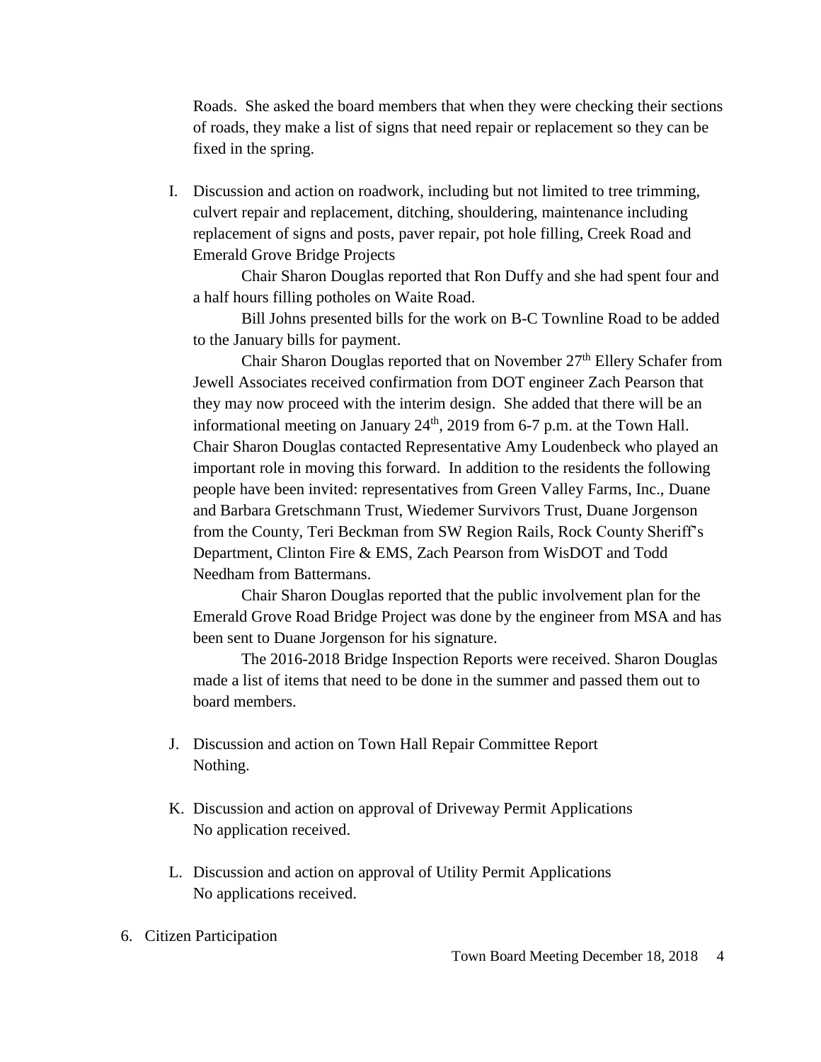Roads. She asked the board members that when they were checking their sections of roads, they make a list of signs that need repair or replacement so they can be fixed in the spring.

I. Discussion and action on roadwork, including but not limited to tree trimming, culvert repair and replacement, ditching, shouldering, maintenance including replacement of signs and posts, paver repair, pot hole filling, Creek Road and Emerald Grove Bridge Projects

Chair Sharon Douglas reported that Ron Duffy and she had spent four and a half hours filling potholes on Waite Road.

Bill Johns presented bills for the work on B-C Townline Road to be added to the January bills for payment.

Chair Sharon Douglas reported that on November 27th Ellery Schafer from Jewell Associates received confirmation from DOT engineer Zach Pearson that they may now proceed with the interim design. She added that there will be an informational meeting on January 24th, 2019 from 6-7 p.m. at the Town Hall. Chair Sharon Douglas contacted Representative Amy Loudenbeck who played an important role in moving this forward. In addition to the residents the following people have been invited: representatives from Green Valley Farms, Inc., Duane and Barbara Gretschmann Trust, Wiedemer Survivors Trust, Duane Jorgenson from the County, Teri Beckman from SW Region Rails, Rock County Sheriff's Department, Clinton Fire & EMS, Zach Pearson from WisDOT and Todd Needham from Battermans.

Chair Sharon Douglas reported that the public involvement plan for the Emerald Grove Road Bridge Project was done by the engineer from MSA and has been sent to Duane Jorgenson for his signature.

The 2016-2018 Bridge Inspection Reports were received. Sharon Douglas made a list of items that need to be done in the summer and passed them out to board members.

J. Discussion and action on Town Hall Repair Committee Report
Nothing.

K. Discussion and action on approval of Driveway Permit Applications
No application received.

L. Discussion and action on approval of Utility Permit Applications
No applications received.

6. Citizen Participation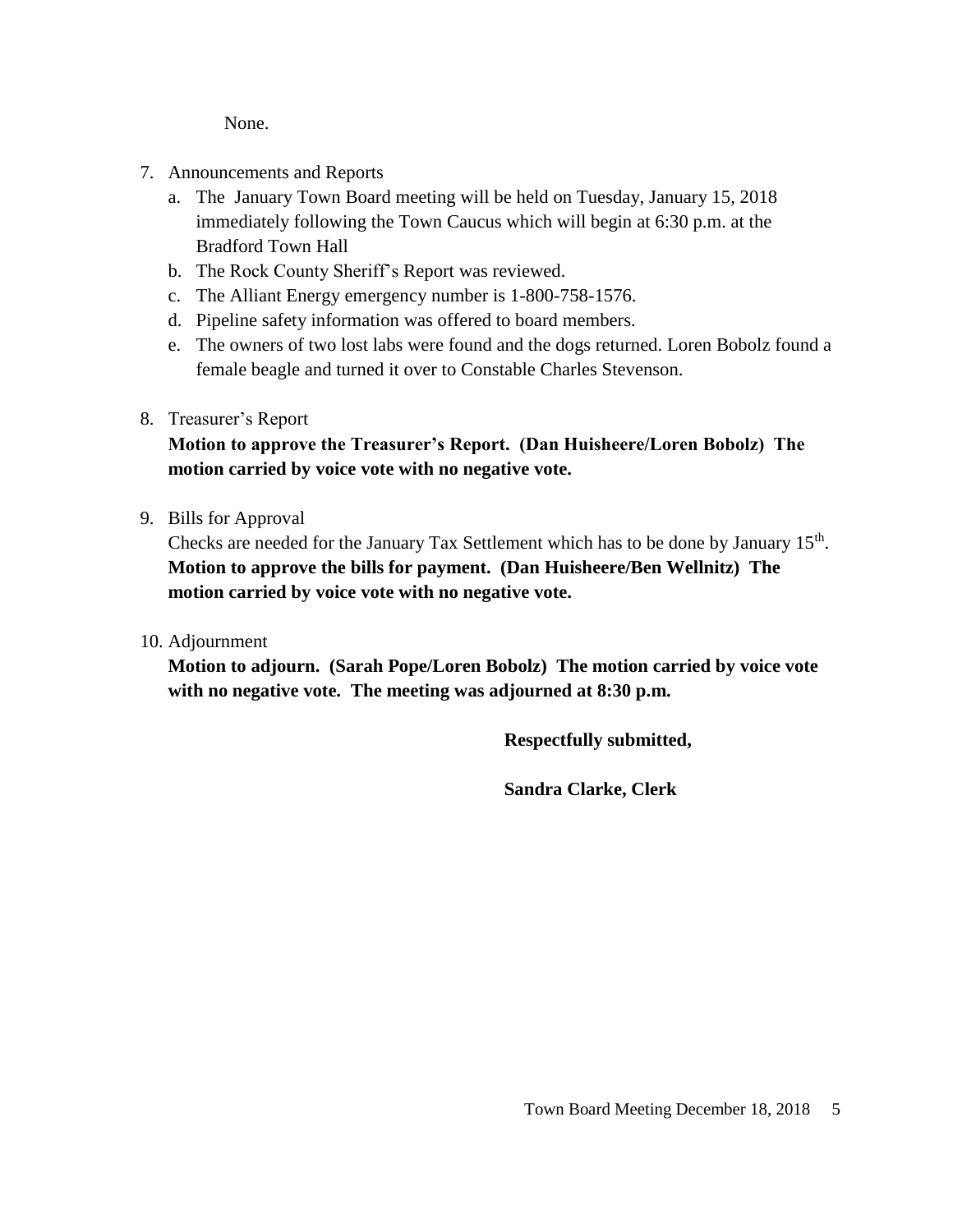None.

7. Announcements and Reports
   a. The January Town Board meeting will be held on Tuesday, January 15, 2018 immediately following the Town Caucus which will begin at 6:30 p.m. at the Bradford Town Hall
   b. The Rock County Sheriff's Report was reviewed.
   c. The Alliant Energy emergency number is 1-800-758-1576.
   d. Pipeline safety information was offered to board members.
   e. The owners of two lost labs were found and the dogs returned. Loren Bobolz found a female beagle and turned it over to Constable Charles Stevenson.

8. Treasurer's Report

   **Motion to approve the Treasurer's Report. (Dan Huisheere/Loren Bobolz) The motion carried by voice vote with no negative vote.**

9. Bills for Approval

   Checks are needed for the January Tax Settlement which has to be done by January 15th.

   **Motion to approve the bills for payment. (Dan Huisheere/Ben Wellnitz) The motion carried by voice vote with no negative vote.**

10. Adjournment

    **Motion to adjourn. (Sarah Pope/Loren Bobolz) The motion carried by voice vote with no negative vote. The meeting was adjourned at 8:30 p.m.**

**Respectfully submitted,**

**Sandra Clarke, Clerk**